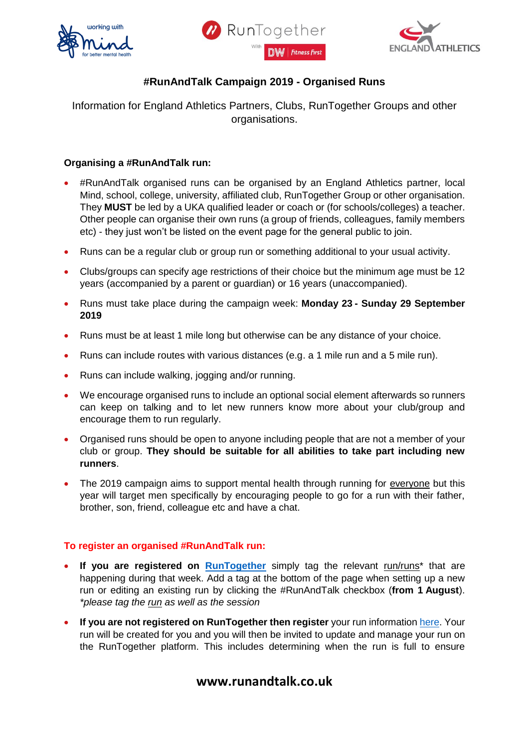# #RunAndTalk Campaign 2019 - Organised Runs

Information for England Athletics Partners, Clubs, RunTogether Groups and other organisations.

### Organising a #RunAndTalk run:

- #RunAndTalk organised runs can be organised by an England Athletics partner, local Mind, school, college, university, affiliated club, RunTogether Group or other organisation. They **MUST** be led by a UKA qualified leader or coach or (for schools/colleges) a teacher. Other people can organise their own runs (a group of friends, colleagues, family members etc) - they just won't be listed on the event page for the general public to join.
- Runs can be a regular club or group run or something additional to your usual activity.
- Clubs/groups can specify age restrictions of their choice but the minimum age must be 12 years (accompanied by a parent or guardian) or 16 years (unaccompanied).
- Runs must take place during the campaign week: **Monday 23 - Sunday 29 September 2019**
- Runs must be at least 1 mile long but otherwise can be any distance of your choice.
- Runs can include routes with various distances (e.g. a 1 mile run and a 5 mile run).
- Runs can include walking, jogging and/or running.
- We encourage organised runs to include an optional social element afterwards so runners can keep on talking and to let new runners know more about your club/group and encourage them to run regularly.
- Organised runs should be open to anyone including people that are not a member of your club or group. **They should be suitable for all abilities to take part including new runners**.
- The 2019 campaign aims to support mental health through running for everyone but this year will target men specifically by encouraging people to go for a run with their father, brother, son, friend, colleague etc and have a chat.

### To register an organised #RunAndTalk run:

- **If you are registered on RunTogether** simply tag the relevant run/runs* that are happening during that week. Add a tag at the bottom of the page when setting up a new run or editing an existing run by clicking the #RunAndTalk checkbox (**from 1 August**). *\*please tag the run as well as the session*
- **If you are not registered on RunTogether then register** your run information here. Your run will be created for you and you will then be invited to update and manage your run on the RunTogether platform. This includes determining when the run is full to ensure

**www.runandtalk.co.uk**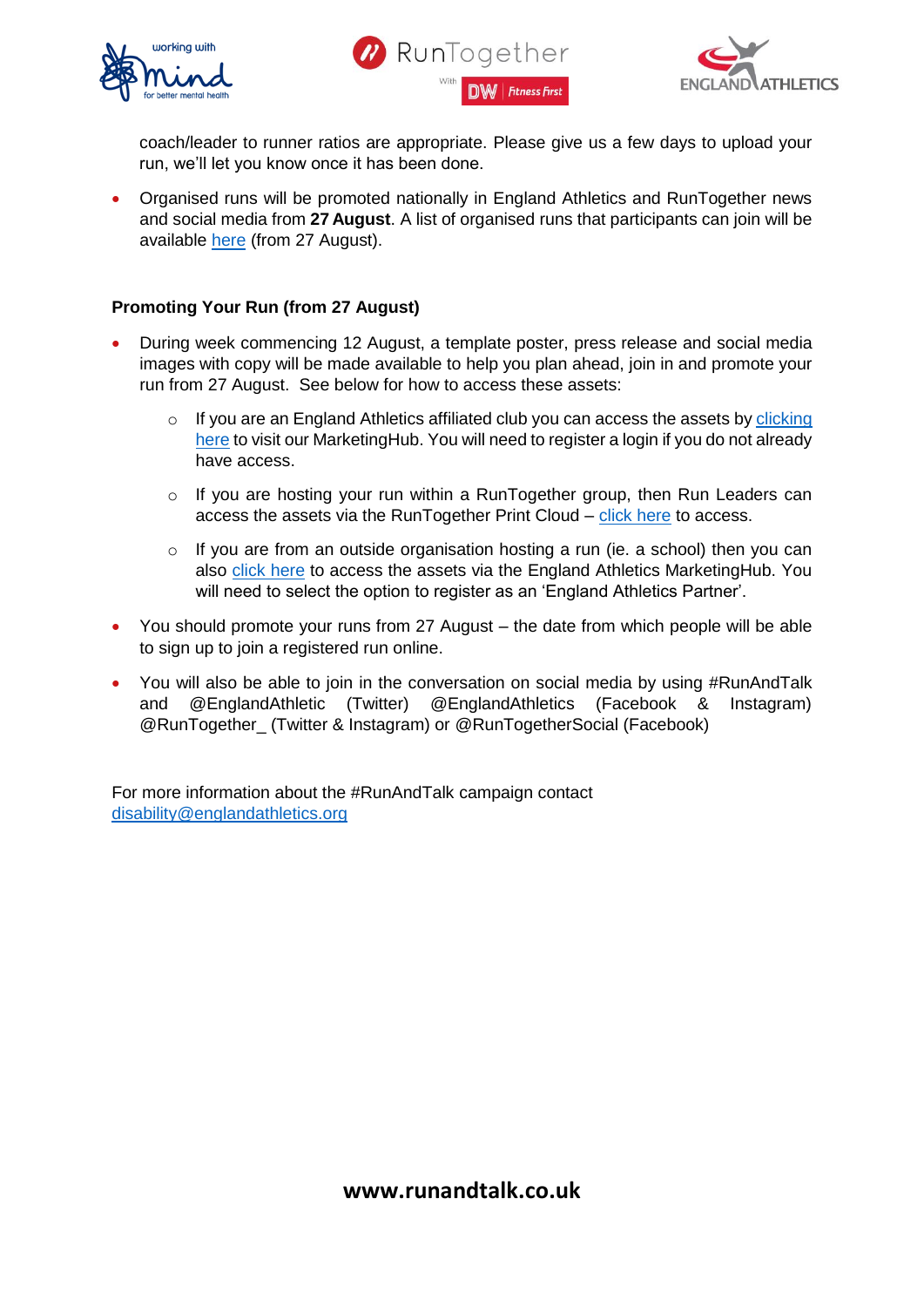coach/leader to runner ratios are appropriate. Please give us a few days to upload your run, we'll let you know once it has been done.

- Organised runs will be promoted nationally in England Athletics and RunTogether news and social media from **27 August**. A list of organised runs that participants can join will be available here (from 27 August).

**Promoting Your Run (from 27 August)**

- During week commencing 12 August, a template poster, press release and social media images with copy will be made available to help you plan ahead, join in and promote your run from 27 August. See below for how to access these assets:
  - If you are an England Athletics affiliated club you can access the assets by clicking here to visit our MarketingHub. You will need to register a login if you do not already have access.
  - If you are hosting your run within a RunTogether group, then Run Leaders can access the assets via the RunTogether Print Cloud – click here to access.
  - If you are from an outside organisation hosting a run (ie. a school) then you can also click here to access the assets via the England Athletics MarketingHub. You will need to select the option to register as an 'England Athletics Partner'.
- You should promote your runs from 27 August – the date from which people will be able to sign up to join a registered run online.
- You will also be able to join in the conversation on social media by using #RunAndTalk and @EnglandAthletic (Twitter) @EnglandAthletics (Facebook & Instagram) @RunTogether_ (Twitter & Instagram) or @RunTogetherSocial (Facebook)

For more information about the #RunAndTalk campaign contact disability@englandathletics.org

**www.runandtalk.co.uk**